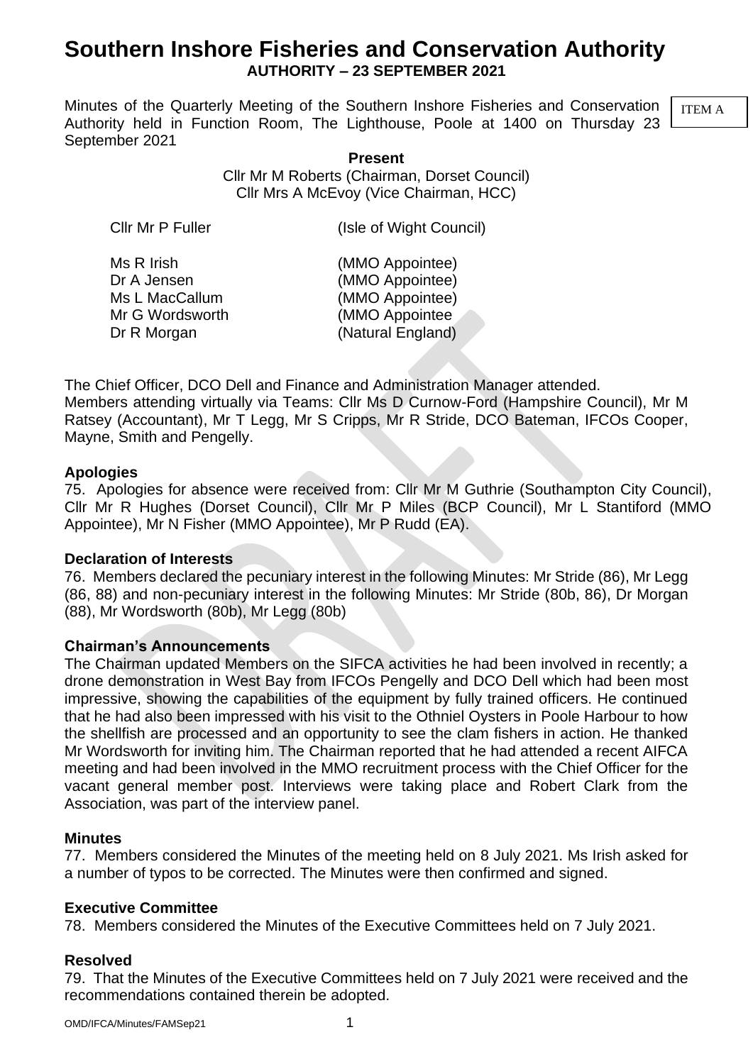# Southern Inshore Fisheries and Conservation Authority

**AUTHORITY – 23 SEPTEMBER 2021**

ITEM A

Minutes of the Quarterly Meeting of the Southern Inshore Fisheries and Conservation Authority held in Function Room, The Lighthouse, Poole at 1400 on Thursday 23 September 2021

**Present**

Cllr Mr M Roberts (Chairman, Dorset Council)
Cllr Mrs A McEvoy (Vice Chairman, HCC)

| | |
|---|---|
| Cllr Mr P Fuller | (Isle of Wight Council) |
| Ms R Irish | (MMO Appointee) |
| Dr A Jensen | (MMO Appointee) |
| Ms L MacCallum | (MMO Appointee) |
| Mr G Wordsworth | (MMO Appointee |
| Dr R Morgan | (Natural England) |

The Chief Officer, DCO Dell and Finance and Administration Manager attended.
Members attending virtually via Teams: Cllr Ms D Curnow-Ford (Hampshire Council), Mr M Ratsey (Accountant), Mr T Legg, Mr S Cripps, Mr R Stride, DCO Bateman, IFCOs Cooper, Mayne, Smith and Pengelly.

### Apologies

75. Apologies for absence were received from: Cllr Mr M Guthrie (Southampton City Council), Cllr Mr R Hughes (Dorset Council), Cllr Mr P Miles (BCP Council), Mr L Stantiford (MMO Appointee), Mr N Fisher (MMO Appointee), Mr P Rudd (EA).

### Declaration of Interests

76. Members declared the pecuniary interest in the following Minutes: Mr Stride (86), Mr Legg (86, 88) and non-pecuniary interest in the following Minutes: Mr Stride (80b, 86), Dr Morgan (88), Mr Wordsworth (80b), Mr Legg (80b)

### Chairman's Announcements

The Chairman updated Members on the SIFCA activities he had been involved in recently; a drone demonstration in West Bay from IFCOs Pengelly and DCO Dell which had been most impressive, showing the capabilities of the equipment by fully trained officers. He continued that he had also been impressed with his visit to the Othniel Oysters in Poole Harbour to how the shellfish are processed and an opportunity to see the clam fishers in action. He thanked Mr Wordsworth for inviting him. The Chairman reported that he had attended a recent AIFCA meeting and had been involved in the MMO recruitment process with the Chief Officer for the vacant general member post. Interviews were taking place and Robert Clark from the Association, was part of the interview panel.

### Minutes

77. Members considered the Minutes of the meeting held on 8 July 2021. Ms Irish asked for a number of typos to be corrected. The Minutes were then confirmed and signed.

### Executive Committee

78. Members considered the Minutes of the Executive Committees held on 7 July 2021.

### Resolved

79. That the Minutes of the Executive Committees held on 7 July 2021 were received and the recommendations contained therein be adopted.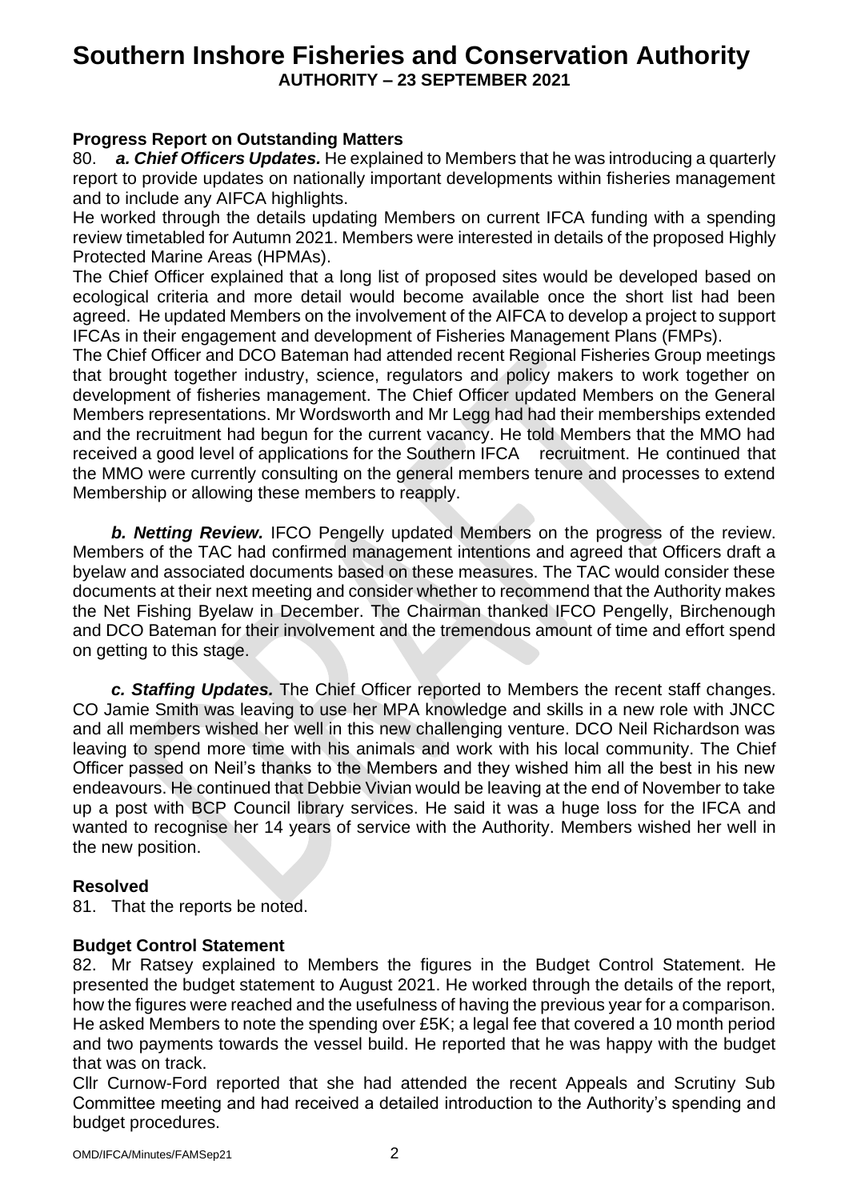# Southern Inshore Fisheries and Conservation Authority
**AUTHORITY – 23 SEPTEMBER 2021**

**Progress Report on Outstanding Matters**

80. ***a. Chief Officers Updates.*** He explained to Members that he was introducing a quarterly report to provide updates on nationally important developments within fisheries management and to include any AIFCA highlights.

He worked through the details updating Members on current IFCA funding with a spending review timetabled for Autumn 2021. Members were interested in details of the proposed Highly Protected Marine Areas (HPMAs).

The Chief Officer explained that a long list of proposed sites would be developed based on ecological criteria and more detail would become available once the short list had been agreed. He updated Members on the involvement of the AIFCA to develop a project to support IFCAs in their engagement and development of Fisheries Management Plans (FMPs).

The Chief Officer and DCO Bateman had attended recent Regional Fisheries Group meetings that brought together industry, science, regulators and policy makers to work together on development of fisheries management. The Chief Officer updated Members on the General Members representations. Mr Wordsworth and Mr Legg had had their memberships extended and the recruitment had begun for the current vacancy. He told Members that the MMO had received a good level of applications for the Southern IFCA recruitment. He continued that the MMO were currently consulting on the general members tenure and processes to extend Membership or allowing these members to reapply.

***b. Netting Review.*** IFCO Pengelly updated Members on the progress of the review. Members of the TAC had confirmed management intentions and agreed that Officers draft a byelaw and associated documents based on these measures. The TAC would consider these documents at their next meeting and consider whether to recommend that the Authority makes the Net Fishing Byelaw in December. The Chairman thanked IFCO Pengelly, Birchenough and DCO Bateman for their involvement and the tremendous amount of time and effort spend on getting to this stage.

***c. Staffing Updates.*** The Chief Officer reported to Members the recent staff changes. CO Jamie Smith was leaving to use her MPA knowledge and skills in a new role with JNCC and all members wished her well in this new challenging venture. DCO Neil Richardson was leaving to spend more time with his animals and work with his local community. The Chief Officer passed on Neil's thanks to the Members and they wished him all the best in his new endeavours. He continued that Debbie Vivian would be leaving at the end of November to take up a post with BCP Council library services. He said it was a huge loss for the IFCA and wanted to recognise her 14 years of service with the Authority. Members wished her well in the new position.

**Resolved**

81. That the reports be noted.

**Budget Control Statement**

82. Mr Ratsey explained to Members the figures in the Budget Control Statement. He presented the budget statement to August 2021. He worked through the details of the report, how the figures were reached and the usefulness of having the previous year for a comparison. He asked Members to note the spending over £5K; a legal fee that covered a 10 month period and two payments towards the vessel build. He reported that he was happy with the budget that was on track.

Cllr Curnow-Ford reported that she had attended the recent Appeals and Scrutiny Sub Committee meeting and had received a detailed introduction to the Authority's spending and budget procedures.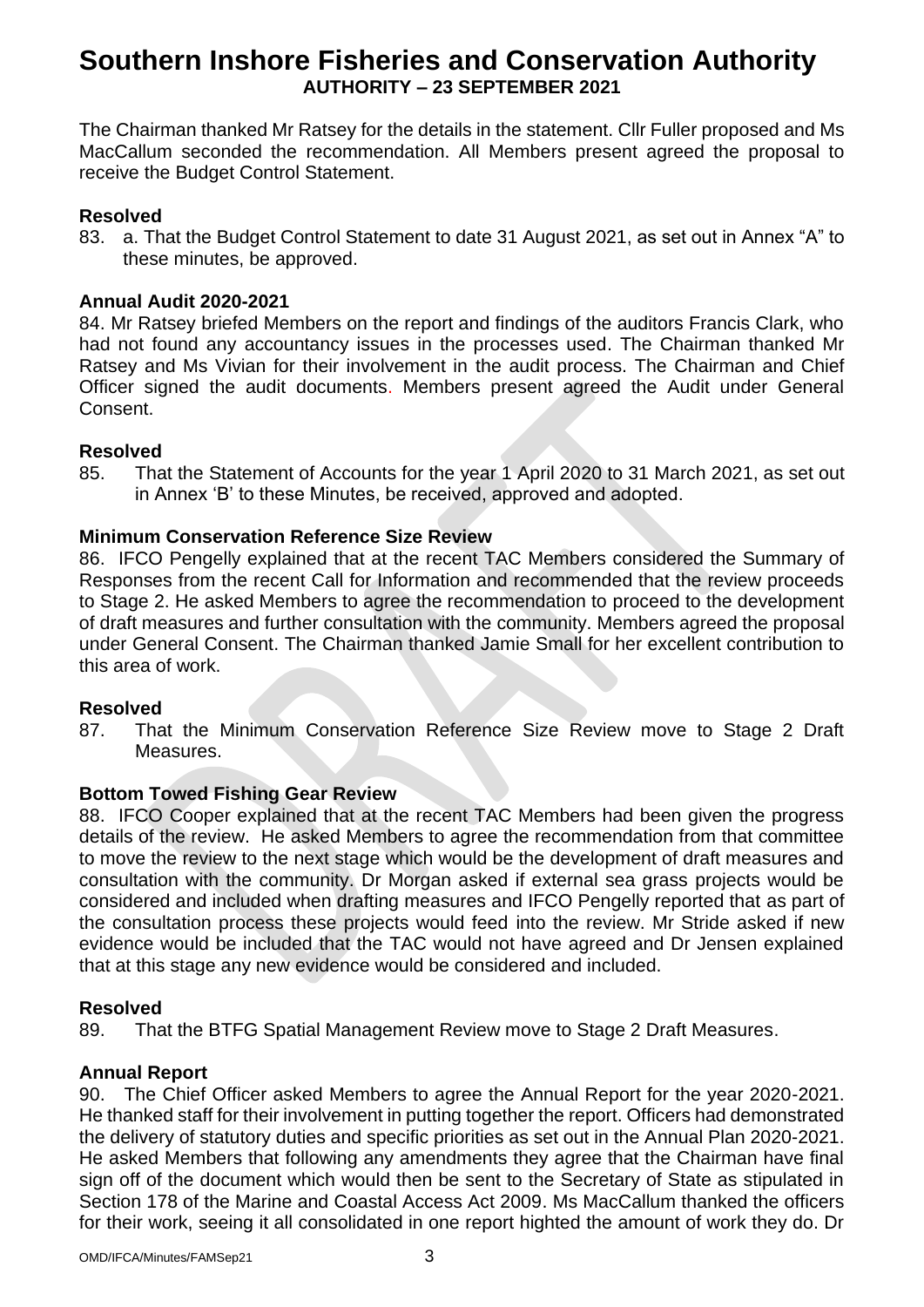# Southern Inshore Fisheries and Conservation Authority

**AUTHORITY – 23 SEPTEMBER 2021**

The Chairman thanked Mr Ratsey for the details in the statement. Cllr Fuller proposed and Ms MacCallum seconded the recommendation. All Members present agreed the proposal to receive the Budget Control Statement.

**Resolved**

83. a. That the Budget Control Statement to date 31 August 2021, as set out in Annex "A" to these minutes, be approved.

**Annual Audit 2020-2021**

84. Mr Ratsey briefed Members on the report and findings of the auditors Francis Clark, who had not found any accountancy issues in the processes used. The Chairman thanked Mr Ratsey and Ms Vivian for their involvement in the audit process. The Chairman and Chief Officer signed the audit documents. Members present agreed the Audit under General Consent.

**Resolved**

85. That the Statement of Accounts for the year 1 April 2020 to 31 March 2021, as set out in Annex 'B' to these Minutes, be received, approved and adopted.

**Minimum Conservation Reference Size Review**

86. IFCO Pengelly explained that at the recent TAC Members considered the Summary of Responses from the recent Call for Information and recommended that the review proceeds to Stage 2. He asked Members to agree the recommendation to proceed to the development of draft measures and further consultation with the community. Members agreed the proposal under General Consent. The Chairman thanked Jamie Small for her excellent contribution to this area of work.

**Resolved**

87. That the Minimum Conservation Reference Size Review move to Stage 2 Draft Measures.

**Bottom Towed Fishing Gear Review**

88. IFCO Cooper explained that at the recent TAC Members had been given the progress details of the review. He asked Members to agree the recommendation from that committee to move the review to the next stage which would be the development of draft measures and consultation with the community. Dr Morgan asked if external sea grass projects would be considered and included when drafting measures and IFCO Pengelly reported that as part of the consultation process these projects would feed into the review. Mr Stride asked if new evidence would be included that the TAC would not have agreed and Dr Jensen explained that at this stage any new evidence would be considered and included.

**Resolved**

89. That the BTFG Spatial Management Review move to Stage 2 Draft Measures.

**Annual Report**

90. The Chief Officer asked Members to agree the Annual Report for the year 2020-2021. He thanked staff for their involvement in putting together the report. Officers had demonstrated the delivery of statutory duties and specific priorities as set out in the Annual Plan 2020-2021. He asked Members that following any amendments they agree that the Chairman have final sign off of the document which would then be sent to the Secretary of State as stipulated in Section 178 of the Marine and Coastal Access Act 2009. Ms MacCallum thanked the officers for their work, seeing it all consolidated in one report highted the amount of work they do. Dr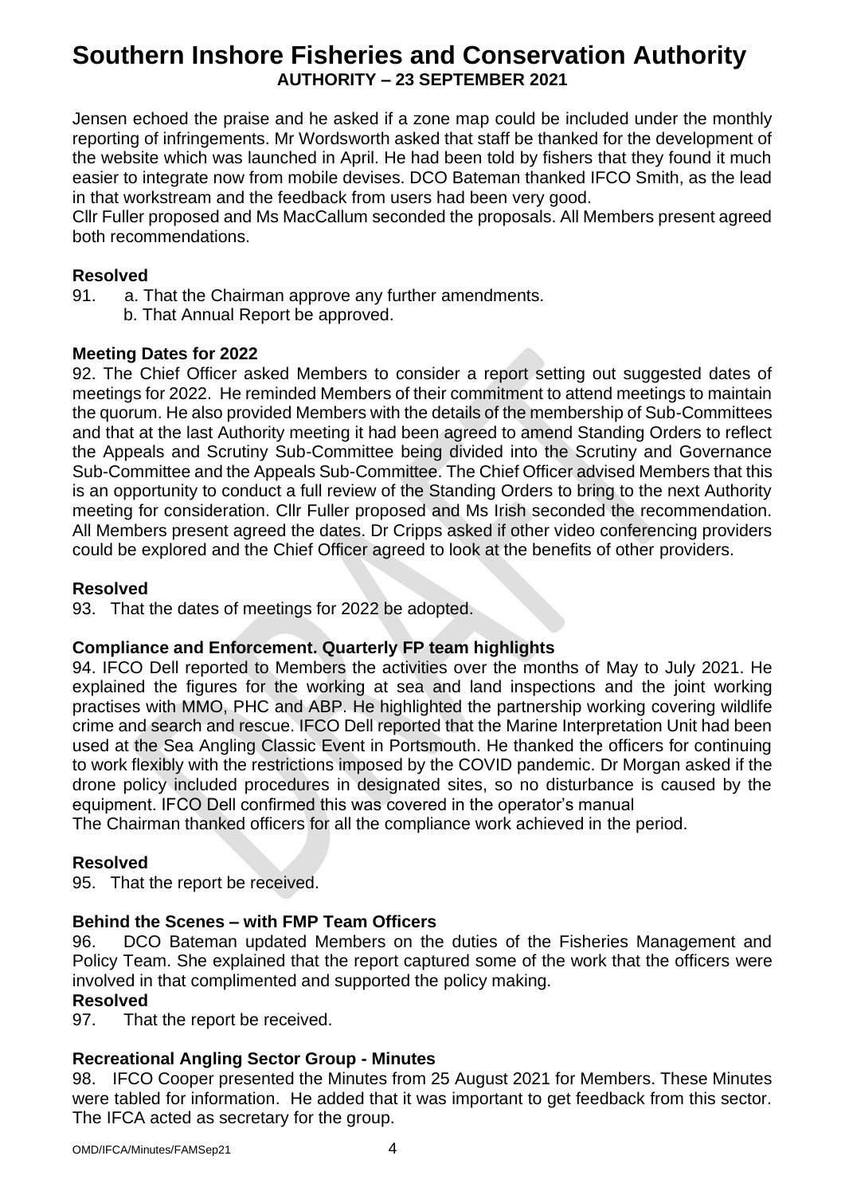Jensen echoed the praise and he asked if a zone map could be included under the monthly reporting of infringements. Mr Wordsworth asked that staff be thanked for the development of the website which was launched in April. He had been told by fishers that they found it much easier to integrate now from mobile devises. DCO Bateman thanked IFCO Smith, as the lead in that workstream and the feedback from users had been very good.
Cllr Fuller proposed and Ms MacCallum seconded the proposals. All Members present agreed both recommendations.

**Resolved**

91. a. That the Chairman approve any further amendments.
    b. That Annual Report be approved.

**Meeting Dates for 2022**

92. The Chief Officer asked Members to consider a report setting out suggested dates of meetings for 2022. He reminded Members of their commitment to attend meetings to maintain the quorum. He also provided Members with the details of the membership of Sub-Committees and that at the last Authority meeting it had been agreed to amend Standing Orders to reflect the Appeals and Scrutiny Sub-Committee being divided into the Scrutiny and Governance Sub-Committee and the Appeals Sub-Committee. The Chief Officer advised Members that this is an opportunity to conduct a full review of the Standing Orders to bring to the next Authority meeting for consideration. Cllr Fuller proposed and Ms Irish seconded the recommendation. All Members present agreed the dates. Dr Cripps asked if other video conferencing providers could be explored and the Chief Officer agreed to look at the benefits of other providers.

**Resolved**

93. That the dates of meetings for 2022 be adopted.

**Compliance and Enforcement. Quarterly FP team highlights**

94. IFCO Dell reported to Members the activities over the months of May to July 2021. He explained the figures for the working at sea and land inspections and the joint working practises with MMO, PHC and ABP. He highlighted the partnership working covering wildlife crime and search and rescue. IFCO Dell reported that the Marine Interpretation Unit had been used at the Sea Angling Classic Event in Portsmouth. He thanked the officers for continuing to work flexibly with the restrictions imposed by the COVID pandemic. Dr Morgan asked if the drone policy included procedures in designated sites, so no disturbance is caused by the equipment. IFCO Dell confirmed this was covered in the operator's manual
The Chairman thanked officers for all the compliance work achieved in the period.

**Resolved**

95. That the report be received.

**Behind the Scenes – with FMP Team Officers**

96. DCO Bateman updated Members on the duties of the Fisheries Management and Policy Team. She explained that the report captured some of the work that the officers were involved in that complimented and supported the policy making.

**Resolved**

97. That the report be received.

**Recreational Angling Sector Group - Minutes**

98. IFCO Cooper presented the Minutes from 25 August 2021 for Members. These Minutes were tabled for information. He added that it was important to get feedback from this sector. The IFCA acted as secretary for the group.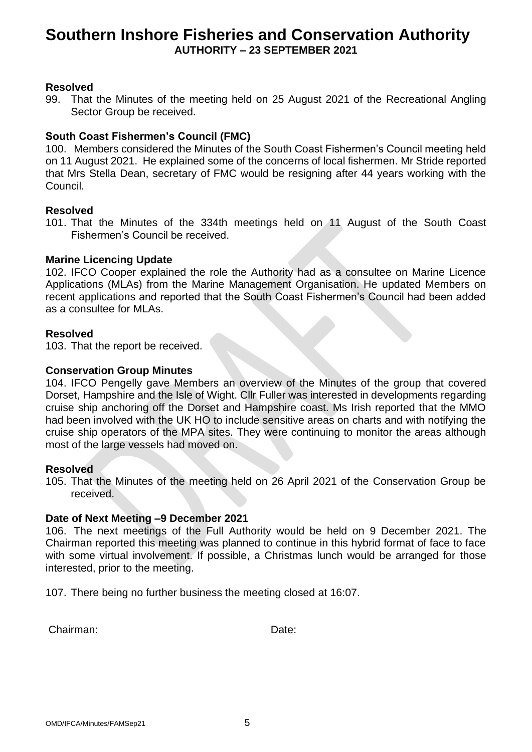# Southern Inshore Fisheries and Conservation Authority

**AUTHORITY – 23 SEPTEMBER 2021**

**Resolved**

99. That the Minutes of the meeting held on 25 August 2021 of the Recreational Angling Sector Group be received.

**South Coast Fishermen's Council (FMC)**

100. Members considered the Minutes of the South Coast Fishermen's Council meeting held on 11 August 2021. He explained some of the concerns of local fishermen. Mr Stride reported that Mrs Stella Dean, secretary of FMC would be resigning after 44 years working with the Council.

**Resolved**

101. That the Minutes of the 334th meetings held on 11 August of the South Coast Fishermen's Council be received.

**Marine Licencing Update**

102. IFCO Cooper explained the role the Authority had as a consultee on Marine Licence Applications (MLAs) from the Marine Management Organisation. He updated Members on recent applications and reported that the South Coast Fishermen's Council had been added as a consultee for MLAs.

**Resolved**

103. That the report be received.

**Conservation Group Minutes**

104. IFCO Pengelly gave Members an overview of the Minutes of the group that covered Dorset, Hampshire and the Isle of Wight. Cllr Fuller was interested in developments regarding cruise ship anchoring off the Dorset and Hampshire coast. Ms Irish reported that the MMO had been involved with the UK HO to include sensitive areas on charts and with notifying the cruise ship operators of the MPA sites. They were continuing to monitor the areas although most of the large vessels had moved on.

**Resolved**

105. That the Minutes of the meeting held on 26 April 2021 of the Conservation Group be received.

**Date of Next Meeting –9 December 2021**

106. The next meetings of the Full Authority would be held on 9 December 2021. The Chairman reported this meeting was planned to continue in this hybrid format of face to face with some virtual involvement. If possible, a Christmas lunch would be arranged for those interested, prior to the meeting.

107. There being no further business the meeting closed at 16:07.

Chairman: Date: